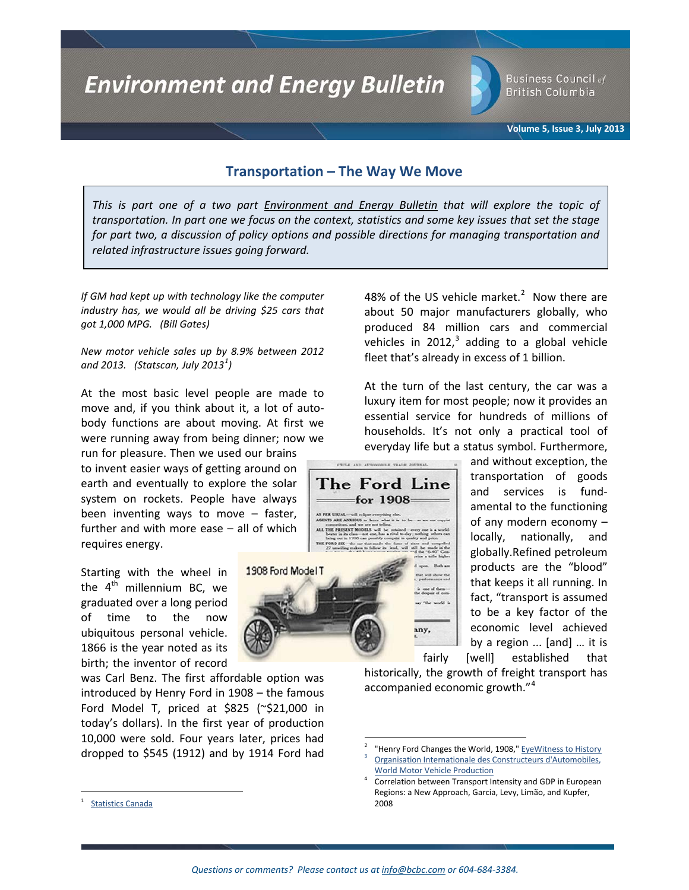# Environment and Energy Bulletin

Business Council of British Columbia

Volume 5, Issue 3, July 2013

## Transportation – The Way We Move

*This is part one of a two part Environment and Energy Bulletin that will explore the topic of transportation. In part one we focus on the context, statistics and some key issues that set the stage for part two, a discussion of policy options and possible directions for managing transportation and related infrastructure issues going forward.*

*If GM had kept up with technology like the computer industry has, we would all be driving $25 cars that got 1,000 MPG. (Bill Gates)*

*New motor vehicle sales up by 8.9% between 2012 and 2013. (Statscan, July 2013[1])*

At the most basic level people are made to move and, if you think about it, a lot of auto-body functions are about moving. At first we were running away from being dinner; now we run for pleasure. Then we used our brains to invent easier ways of getting around on earth and eventually to explore the solar system on rockets. People have always been inventing ways to move – faster, further and with more ease – all of which requires energy.

Starting with the wheel in the 4th millennium BC, we graduated over a long period of time to the now ubiquitous personal vehicle. 1866 is the year noted as its birth; the inventor of record was Carl Benz. The first affordable option was introduced by Henry Ford in 1908 – the famous Ford Model T, priced at $825 (~$21,000 in today's dollars). In the first year of production 10,000 were sold. Four years later, prices had dropped to $545 (1912) and by 1914 Ford had 48% of the US vehicle market.[2] Now there are about 50 major manufacturers globally, who produced 84 million cars and commercial vehicles in 2012,[3] adding to a global vehicle fleet that's already in excess of 1 billion.

At the turn of the last century, the car was a luxury item for most people; now it provides an essential service for hundreds of millions of households. It's not only a practical tool of everyday life but a status symbol. Furthermore, and without exception, the transportation of goods and services is fundamental to the functioning of any modern economy – locally, nationally, and globally. Refined petroleum products are the "blood" that keeps it all running. In fact, "transport is assumed to be a key factor of the economic level achieved by a region ... [and] … it is fairly [well] established that historically, the growth of freight transport has accompanied economic growth."[4]

1908 Ford Model T

---

[1] Statistics Canada

[2] "Henry Ford Changes the World, 1908," EyeWitness to History

[3] Organisation Internationale des Constructeurs d'Automobiles, World Motor Vehicle Production

[4] Correlation between Transport Intensity and GDP in European Regions: a New Approach, Garcia, Levy, Limão, and Kupfer, 2008

*Questions or comments? Please contact us at info@bcbc.com or 604-684-3384.*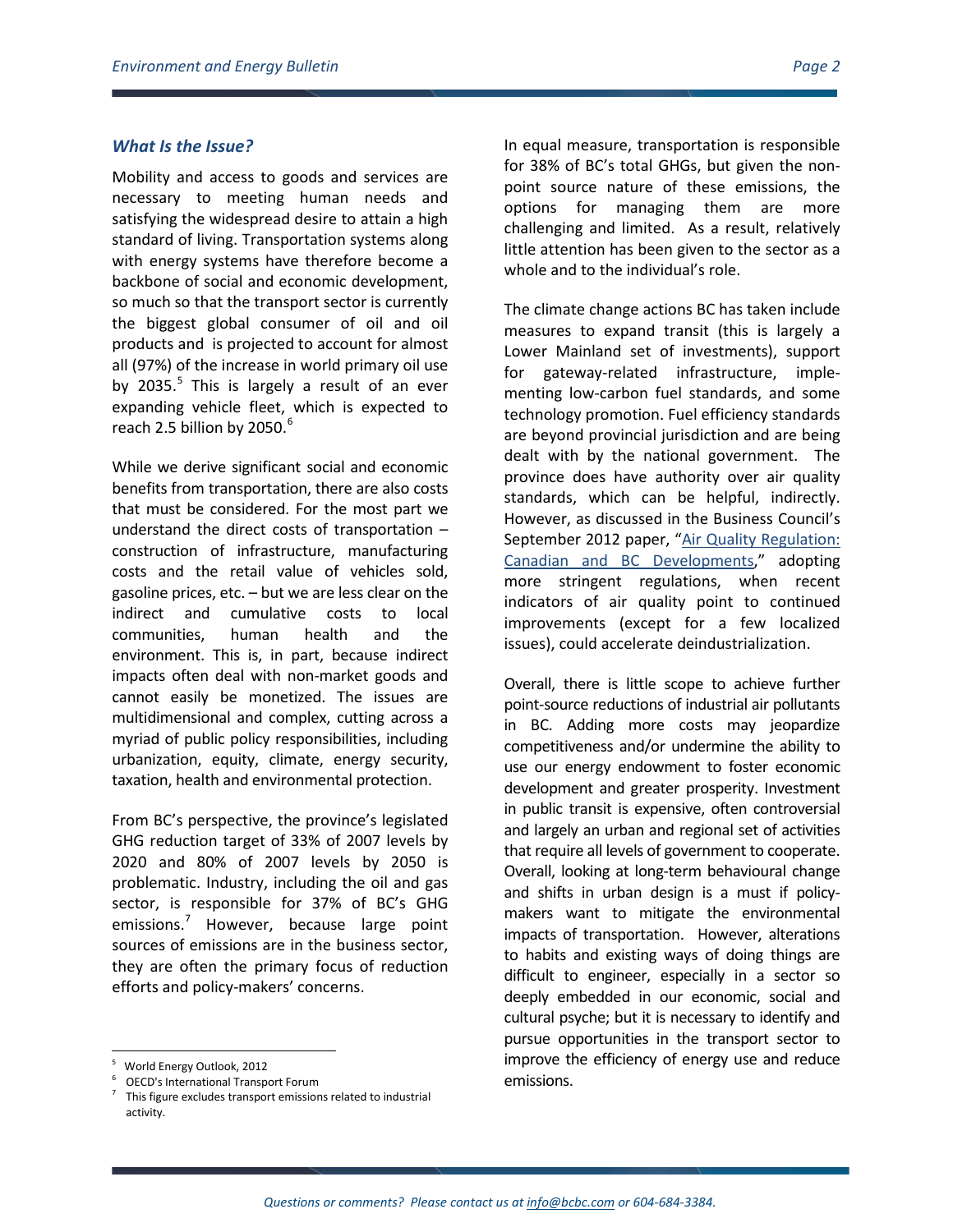### *What Is the Issue?*

Mobility and access to goods and services are necessary to meeting human needs and satisfying the widespread desire to attain a high standard of living. Transportation systems along with energy systems have therefore become a backbone of social and economic development, so much so that the transport sector is currently the biggest global consumer of oil and oil products and is projected to account for almost all (97%) of the increase in world primary oil use by 2035.[5] This is largely a result of an ever expanding vehicle fleet, which is expected to reach 2.5 billion by 2050.[6]

While we derive significant social and economic benefits from transportation, there are also costs that must be considered. For the most part we understand the direct costs of transportation – construction of infrastructure, manufacturing costs and the retail value of vehicles sold, gasoline prices, etc. – but we are less clear on the indirect and cumulative costs to local communities, human health and the environment. This is, in part, because indirect impacts often deal with non-market goods and cannot easily be monetized. The issues are multidimensional and complex, cutting across a myriad of public policy responsibilities, including urbanization, equity, climate, energy security, taxation, health and environmental protection.

From BC's perspective, the province's legislated GHG reduction target of 33% of 2007 levels by 2020 and 80% of 2007 levels by 2050 is problematic. Industry, including the oil and gas sector, is responsible for 37% of BC's GHG emissions.[7] However, because large point sources of emissions are in the business sector, they are often the primary focus of reduction efforts and policy-makers' concerns.

In equal measure, transportation is responsible for 38% of BC's total GHGs, but given the non-point source nature of these emissions, the options for managing them are more challenging and limited. As a result, relatively little attention has been given to the sector as a whole and to the individual's role.

The climate change actions BC has taken include measures to expand transit (this is largely a Lower Mainland set of investments), support for gateway-related infrastructure, implementing low-carbon fuel standards, and some technology promotion. Fuel efficiency standards are beyond provincial jurisdiction and are being dealt with by the national government. The province does have authority over air quality standards, which can be helpful, indirectly. However, as discussed in the Business Council's September 2012 paper, "Air Quality Regulation: Canadian and BC Developments," adopting more stringent regulations, when recent indicators of air quality point to continued improvements (except for a few localized issues), could accelerate deindustrialization.

Overall, there is little scope to achieve further point-source reductions of industrial air pollutants in BC. Adding more costs may jeopardize competitiveness and/or undermine the ability to use our energy endowment to foster economic development and greater prosperity. Investment in public transit is expensive, often controversial and largely an urban and regional set of activities that require all levels of government to cooperate. Overall, looking at long-term behavioural change and shifts in urban design is a must if policy-makers want to mitigate the environmental impacts of transportation. However, alterations to habits and existing ways of doing things are difficult to engineer, especially in a sector so deeply embedded in our economic, social and cultural psyche; but it is necessary to identify and pursue opportunities in the transport sector to improve the efficiency of energy use and reduce emissions.

---

[5] World Energy Outlook, 2012

[6] OECD's International Transport Forum

[7] This figure excludes transport emissions related to industrial activity.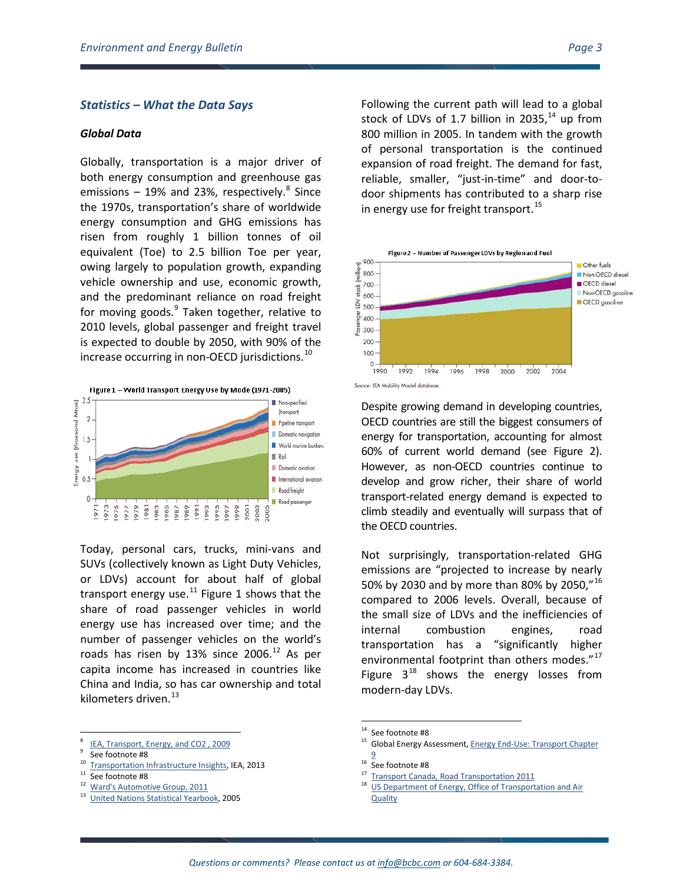## Statistics – What the Data Says

### Global Data

Globally, transportation is a major driver of both energy consumption and greenhouse gas emissions – 19% and 23%, respectively.[8] Since the 1970s, transportation's share of worldwide energy consumption and GHG emissions has risen from roughly 1 billion tonnes of oil equivalent (Toe) to 2.5 billion Toe per year, owing largely to population growth, expanding vehicle ownership and use, economic growth, and the predominant reliance on road freight for moving goods.[9] Taken together, relative to 2010 levels, global passenger and freight travel is expected to double by 2050, with 90% of the increase occurring in non-OECD jurisdictions.[10]

Figure 1 – World Transport Energy Use by Mode (1971-2005)

Today, personal cars, trucks, mini-vans and SUVs (collectively known as Light Duty Vehicles, or LDVs) account for about half of global transport energy use.[11] Figure 1 shows that the share of road passenger vehicles in world energy use has increased over time; and the number of passenger vehicles on the world's roads has risen by 13% since 2006.[12] As per capita income has increased in countries like China and India, so has car ownership and total kilometers driven.[13]

Following the current path will lead to a global stock of LDVs of 1.7 billion in 2035,[14] up from 800 million in 2005. In tandem with the growth of personal transportation is the continued expansion of road freight. The demand for fast, reliable, smaller, "just-in-time" and door-to-door shipments has contributed to a sharp rise in energy use for freight transport.[15]

Figure 2 – Number of Passenger LDVs by Region and Fuel

Source: IEA Mobility Model database.

Despite growing demand in developing countries, OECD countries are still the biggest consumers of energy for transportation, accounting for almost 60% of current world demand (see Figure 2). However, as non-OECD countries continue to develop and grow richer, their share of world transport-related energy demand is expected to climb steadily and eventually will surpass that of the OECD countries.

Not surprisingly, transportation-related GHG emissions are "projected to increase by nearly 50% by 2030 and by more than 80% by 2050,"[16] compared to 2006 levels. Overall, because of the small size of LDVs and the inefficiencies of internal combustion engines, road transportation has a "significantly higher environmental footprint than others modes."[17] Figure 3[18] shows the energy losses from modern-day LDVs.

---

8 IEA, Transport, Energy, and CO2 , 2009
9 See footnote #8
10 Transportation Infrastructure Insights, IEA, 2013
11 See footnote #8
12 Ward's Automotive Group, 2011
13 United Nations Statistical Yearbook, 2005
14 See footnote #8
15 Global Energy Assessment, Energy End-Use: Transport Chapter 9
16 See footnote #8
17 Transport Canada, Road Transportation 2011
18 US Department of Energy, Office of Transportation and Air Quality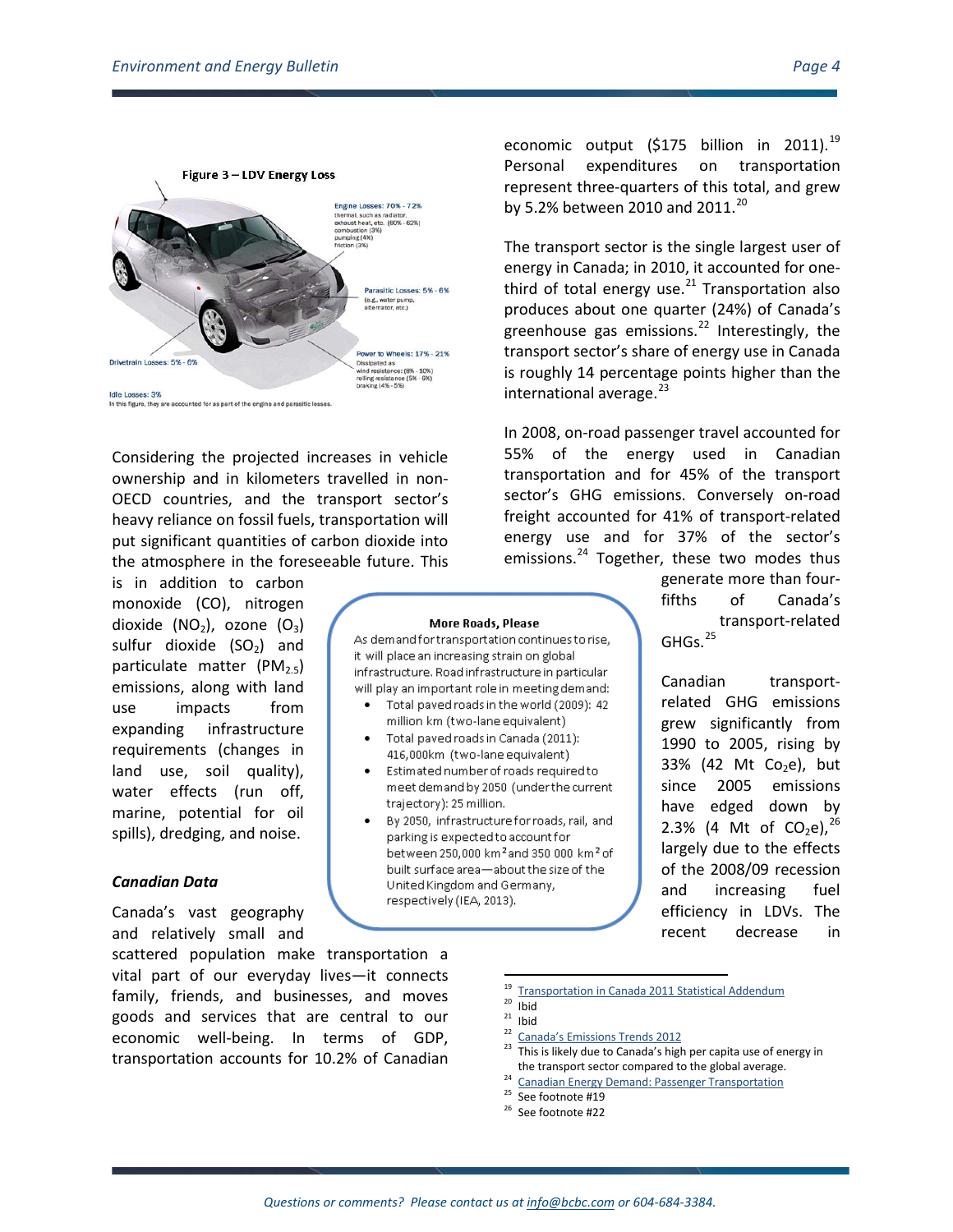**Figure 3 – LDV Energy Loss**

Engine Losses: 70% - 72%
thermal, such as radiator, exhaust heat, etc. (60% - 62%)
combustion (3%)
pumping (4%)
friction (3%)

Parasitic Losses: 5% - 6%
(e.g., water pump, alternator, etc.)

Power to Wheels: 17% - 21%
Dissipated as
wind resistance: (8% - 10%)
rolling resistance (5% - 6%)
braking (4% - 5%)

Drivetrain Losses: 5% - 6%

Idle Losses: 3%
In this figure, they are accounted for as part of the engine and parasitic losses.

Considering the projected increases in vehicle ownership and in kilometers travelled in non-OECD countries, and the transport sector's heavy reliance on fossil fuels, transportation will put significant quantities of carbon dioxide into the atmosphere in the foreseeable future. This is in addition to carbon monoxide (CO), nitrogen dioxide ($NO_2$), ozone ($O_3$) sulfur dioxide ($SO_2$) and particulate matter ($PM_{2.5}$) emissions, along with land use impacts from expanding infrastructure requirements (changes in land use, soil quality), water effects (run off, marine, potential for oil spills), dredging, and noise.

> **More Roads, Please**
>
> As demand for transportation continues to rise, it will place an increasing strain on global infrastructure. Road infrastructure in particular will play an important role in meeting demand:
>
> - Total paved roads in the world (2009): 42 million km (two-lane equivalent)
> - Total paved roads in Canada (2011): 416,000km (two-lane equivalent)
> - Estimated number of roads required to meet demand by 2050 (under the current trajectory): 25 million.
> - By 2050, infrastructure for roads, rail, and parking is expected to account for between 250,000 $km^2$ and 350 000 $km^2$ of built surface area—about the size of the United Kingdom and Germany, respectively (IEA, 2013).

### *Canadian Data*

Canada's vast geography and relatively small and scattered population make transportation a vital part of our everyday lives—it connects family, friends, and businesses, and moves goods and services that are central to our economic well-being. In terms of GDP, transportation accounts for 10.2% of Canadian economic output ($175 billion in 2011).[19] Personal expenditures on transportation represent three-quarters of this total, and grew by 5.2% between 2010 and 2011.[20]

The transport sector is the single largest user of energy in Canada; in 2010, it accounted for one-third of total energy use.[21] Transportation also produces about one quarter (24%) of Canada's greenhouse gas emissions.[22] Interestingly, the transport sector's share of energy use in Canada is roughly 14 percentage points higher than the international average.[23]

In 2008, on-road passenger travel accounted for 55% of the energy used in Canadian transportation and for 45% of the transport sector's GHG emissions. Conversely on-road freight accounted for 41% of transport-related energy use and for 37% of the sector's emissions.[24] Together, these two modes thus generate more than four-fifths of Canada's transport-related GHGs.[25]

Canadian transport-related GHG emissions grew significantly from 1990 to 2005, rising by 33% (42 Mt $Co_2e$), but since 2005 emissions have edged down by 2.3% (4 Mt of $CO_2e$),[26] largely due to the effects of the 2008/09 recession and increasing fuel efficiency in LDVs. The recent decrease in

---

19 Transportation in Canada 2011 Statistical Addendum
20 Ibid
21 Ibid
22 Canada's Emissions Trends 2012
23 This is likely due to Canada's high per capita use of energy in the transport sector compared to the global average.
24 Canadian Energy Demand: Passenger Transportation
25 See footnote #19
26 See footnote #22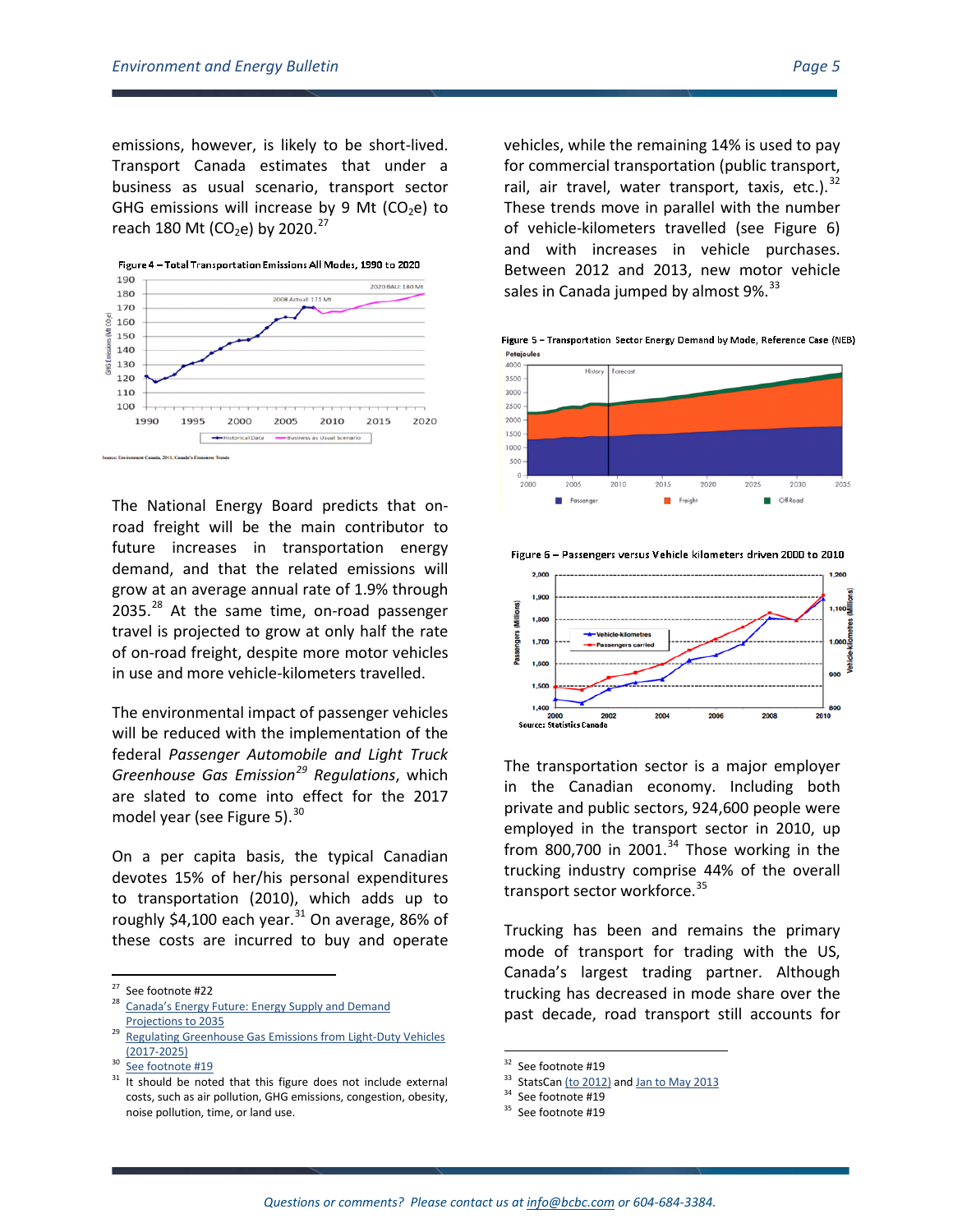emissions, however, is likely to be short-lived. Transport Canada estimates that under a business as usual scenario, transport sector GHG emissions will increase by 9 Mt ($CO_2$e) to reach 180 Mt ($CO_2$e) by 2020.[27]

Figure 4 – Total Transportation Emissions All Modes, 1990 to 2020

Source: Environment Canada, 2011, Canada's Emissions Trends

The National Energy Board predicts that on-road freight will be the main contributor to future increases in transportation energy demand, and that the related emissions will grow at an average annual rate of 1.9% through 2035.[28] At the same time, on-road passenger travel is projected to grow at only half the rate of on-road freight, despite more motor vehicles in use and more vehicle-kilometers travelled.

The environmental impact of passenger vehicles will be reduced with the implementation of the federal *Passenger Automobile and Light Truck Greenhouse Gas Emission*[29] *Regulations*, which are slated to come into effect for the 2017 model year (see Figure 5).[30]

On a per capita basis, the typical Canadian devotes 15% of her/his personal expenditures to transportation (2010), which adds up to roughly $4,100 each year.[31] On average, 86% of these costs are incurred to buy and operate vehicles, while the remaining 14% is used to pay for commercial transportation (public transport, rail, air travel, water transport, taxis, etc.).[32] These trends move in parallel with the number of vehicle-kilometers travelled (see Figure 6) and with increases in vehicle purchases. Between 2012 and 2013, new motor vehicle sales in Canada jumped by almost 9%.[33]

Figure 5 – Transportation Sector Energy Demand by Mode, Reference Case (NEB)

Figure 6 – Passengers versus Vehicle kilometers driven 2000 to 2010

Source: Statistics Canada

The transportation sector is a major employer in the Canadian economy. Including both private and public sectors, 924,600 people were employed in the transport sector in 2010, up from 800,700 in 2001.[34] Those working in the trucking industry comprise 44% of the overall transport sector workforce.[35]

Trucking has been and remains the primary mode of transport for trading with the US, Canada's largest trading partner. Although trucking has decreased in mode share over the past decade, road transport still accounts for

---

27 See footnote #22

28 Canada's Energy Future: Energy Supply and Demand Projections to 2035

29 Regulating Greenhouse Gas Emissions from Light-Duty Vehicles (2017-2025)

30 See footnote #19

31 It should be noted that this figure does not include external costs, such as air pollution, GHG emissions, congestion, obesity, noise pollution, time, or land use.

32 See footnote #19

33 StatsCan (to 2012) and Jan to May 2013

34 See footnote #19

35 See footnote #19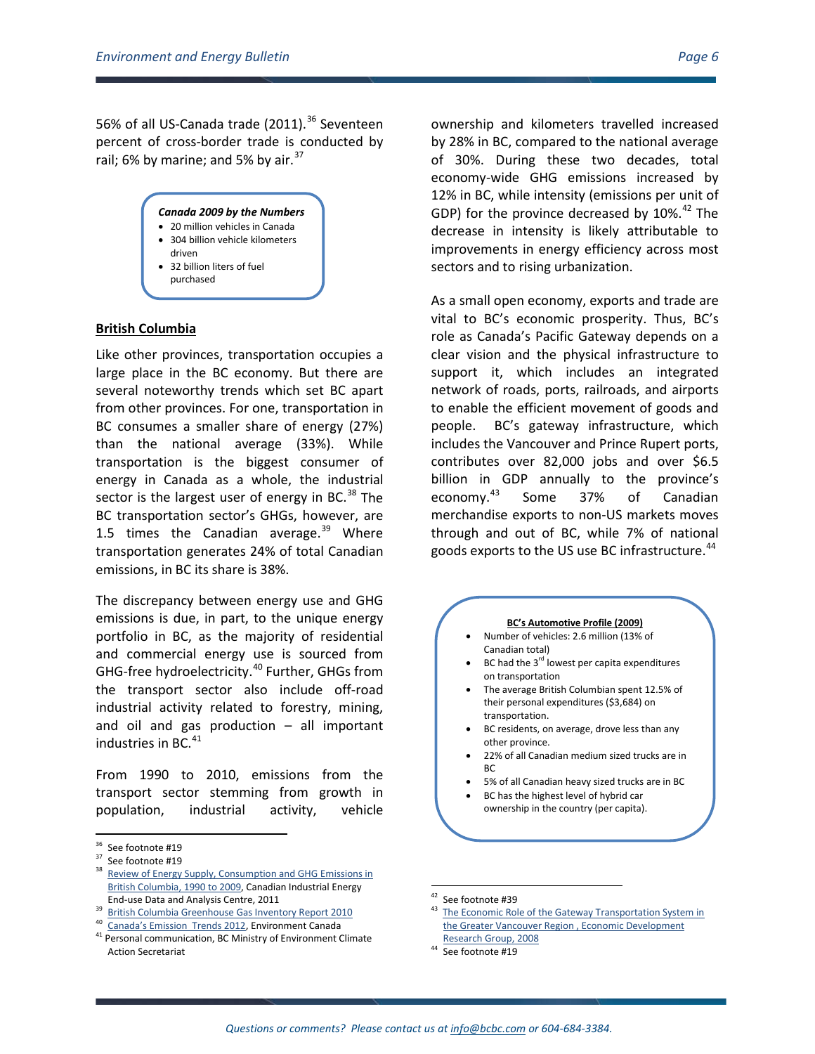56% of all US-Canada trade (2011).[36] Seventeen percent of cross-border trade is conducted by rail; 6% by marine; and 5% by air.[37]

***Canada 2009 by the Numbers***

- 20 million vehicles in Canada
- 304 billion vehicle kilometers driven
- 32 billion liters of fuel purchased

## British Columbia

Like other provinces, transportation occupies a large place in the BC economy. But there are several noteworthy trends which set BC apart from other provinces. For one, transportation in BC consumes a smaller share of energy (27%) than the national average (33%). While transportation is the biggest consumer of energy in Canada as a whole, the industrial sector is the largest user of energy in BC.[38] The BC transportation sector's GHGs, however, are 1.5 times the Canadian average.[39] Where transportation generates 24% of total Canadian emissions, in BC its share is 38%.

The discrepancy between energy use and GHG emissions is due, in part, to the unique energy portfolio in BC, as the majority of residential and commercial energy use is sourced from GHG-free hydroelectricity.[40] Further, GHGs from the transport sector also include off-road industrial activity related to forestry, mining, and oil and gas production – all important industries in BC.[41]

From 1990 to 2010, emissions from the transport sector stemming from growth in population, industrial activity, vehicle ownership and kilometers travelled increased by 28% in BC, compared to the national average of 30%. During these two decades, total economy-wide GHG emissions increased by 12% in BC, while intensity (emissions per unit of GDP) for the province decreased by 10%.[42] The decrease in intensity is likely attributable to improvements in energy efficiency across most sectors and to rising urbanization.

As a small open economy, exports and trade are vital to BC's economic prosperity. Thus, BC's role as Canada's Pacific Gateway depends on a clear vision and the physical infrastructure to support it, which includes an integrated network of roads, ports, railroads, and airports to enable the efficient movement of goods and people. BC's gateway infrastructure, which includes the Vancouver and Prince Rupert ports, contributes over 82,000 jobs and over $6.5 billion in GDP annually to the province's economy.[43] Some 37% of Canadian merchandise exports to non-US markets moves through and out of BC, while 7% of national goods exports to the US use BC infrastructure.[44]

**BC's Automotive Profile (2009)**

- Number of vehicles: 2.6 million (13% of Canadian total)
- BC had the 3rd lowest per capita expenditures on transportation
- The average British Columbian spent 12.5% of their personal expenditures ($3,684) on transportation.
- BC residents, on average, drove less than any other province.
- 22% of all Canadian medium sized trucks are in BC
- 5% of all Canadian heavy sized trucks are in BC
- BC has the highest level of hybrid car ownership in the country (per capita).

---

[36] See footnote #19

[37] See footnote #19

[38] Review of Energy Supply, Consumption and GHG Emissions in British Columbia, 1990 to 2009, Canadian Industrial Energy End-use Data and Analysis Centre, 2011

[39] British Columbia Greenhouse Gas Inventory Report 2010

[40] Canada's Emission Trends 2012, Environment Canada

[41] Personal communication, BC Ministry of Environment Climate Action Secretariat

[42] See footnote #39

[43] The Economic Role of the Gateway Transportation System in the Greater Vancouver Region , Economic Development Research Group, 2008

[44] See footnote #19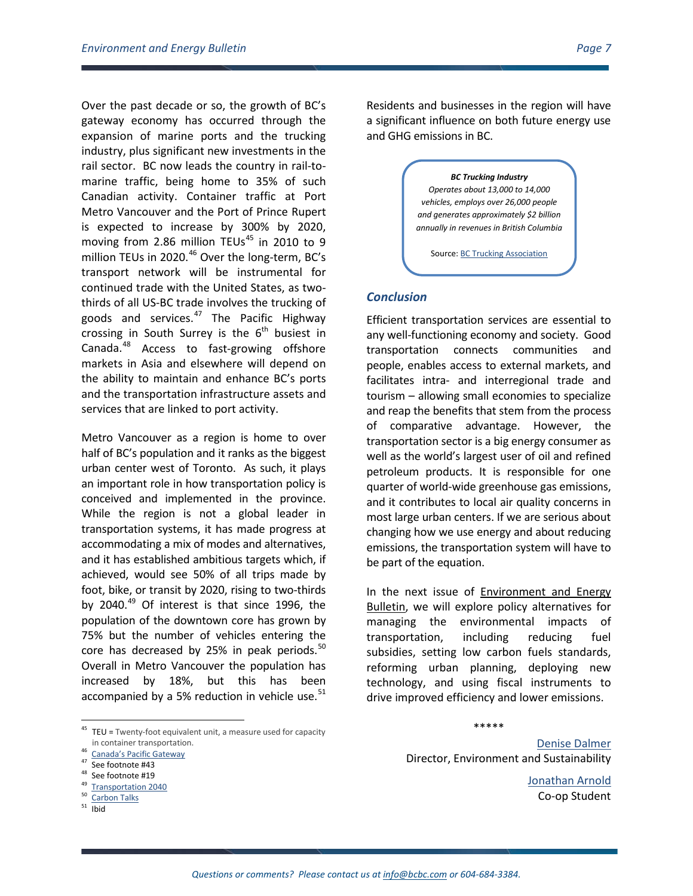Over the past decade or so, the growth of BC's gateway economy has occurred through the expansion of marine ports and the trucking industry, plus significant new investments in the rail sector. BC now leads the country in rail-to-marine traffic, being home to 35% of such Canadian activity. Container traffic at Port Metro Vancouver and the Port of Prince Rupert is expected to increase by 300% by 2020, moving from 2.86 million TEUs[45] in 2010 to 9 million TEUs in 2020.[46] Over the long-term, BC's transport network will be instrumental for continued trade with the United States, as two-thirds of all US-BC trade involves the trucking of goods and services.[47] The Pacific Highway crossing in South Surrey is the 6th busiest in Canada.[48] Access to fast-growing offshore markets in Asia and elsewhere will depend on the ability to maintain and enhance BC's ports and the transportation infrastructure assets and services that are linked to port activity.

Metro Vancouver as a region is home to over half of BC's population and it ranks as the biggest urban center west of Toronto. As such, it plays an important role in how transportation policy is conceived and implemented in the province. While the region is not a global leader in transportation systems, it has made progress at accommodating a mix of modes and alternatives, and it has established ambitious targets which, if achieved, would see 50% of all trips made by foot, bike, or transit by 2020, rising to two-thirds by 2040.[49] Of interest is that since 1996, the population of the downtown core has grown by 75% but the number of vehicles entering the core has decreased by 25% in peak periods.[50] Overall in Metro Vancouver the population has increased by 18%, but this has been accompanied by a 5% reduction in vehicle use.[51] Residents and businesses in the region will have a significant influence on both future energy use and GHG emissions in BC.

> ***BC Trucking Industry***
>
> *Operates about 13,000 to 14,000 vehicles, employs over 26,000 people and generates approximately $2 billion annually in revenues in British Columbia*
>
> Source: BC Trucking Association

## *Conclusion*

Efficient transportation services are essential to any well-functioning economy and society. Good transportation connects communities and people, enables access to external markets, and facilitates intra- and interregional trade and tourism – allowing small economies to specialize and reap the benefits that stem from the process of comparative advantage. However, the transportation sector is a big energy consumer as well as the world's largest user of oil and refined petroleum products. It is responsible for one quarter of world-wide greenhouse gas emissions, and it contributes to local air quality concerns in most large urban centers. If we are serious about changing how we use energy and about reducing emissions, the transportation system will have to be part of the equation.

In the next issue of Environment and Energy Bulletin, we will explore policy alternatives for managing the environmental impacts of transportation, including reducing fuel subsidies, setting low carbon fuels standards, reforming urban planning, deploying new technology, and using fiscal instruments to drive improved efficiency and lower emissions.

*****

Denise Dalmer
Director, Environment and Sustainability

Jonathan Arnold
Co-op Student

---

[45] TEU = Twenty-foot equivalent unit, a measure used for capacity in container transportation.
[46] Canada's Pacific Gateway
[47] See footnote #43
[48] See footnote #19
[49] Transportation 2040
[50] Carbon Talks
[51] Ibid

*Questions or comments? Please contact us at info@bcbc.com or 604-684-3384.*